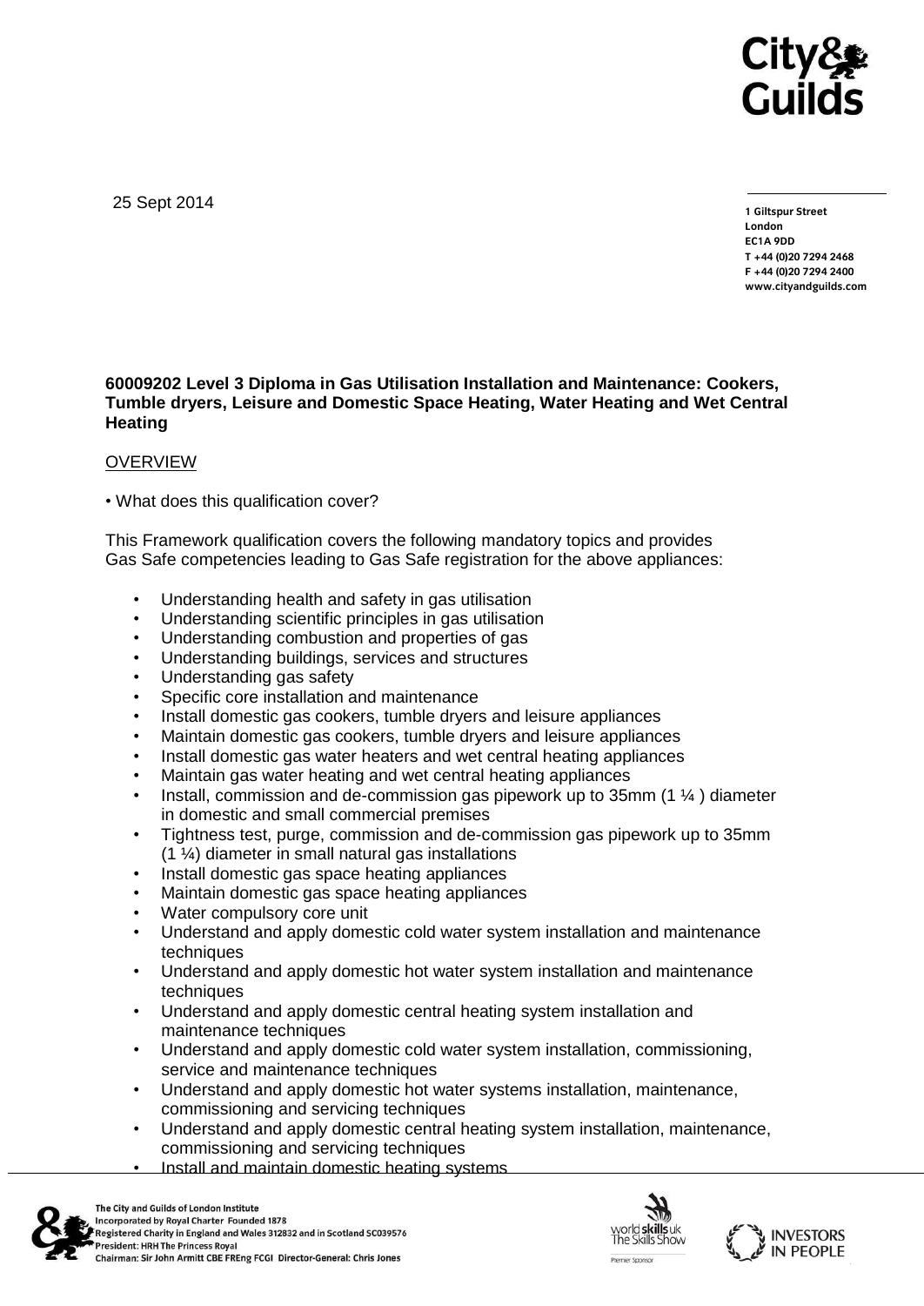25 Sept 2014

1 Giltspur Street
London
EC1A 9DD
T +44 (0)20 7294 2468
F +44 (0)20 7294 2400
www.cityandguilds.com

**60009202 Level 3 Diploma in Gas Utilisation Installation and Maintenance: Cookers, Tumble dryers, Leisure and Domestic Space Heating, Water Heating and Wet Central Heating**

OVERVIEW

• What does this qualification cover?

This Framework qualification covers the following mandatory topics and provides Gas Safe competencies leading to Gas Safe registration for the above appliances:

- Understanding health and safety in gas utilisation
- Understanding scientific principles in gas utilisation
- Understanding combustion and properties of gas
- Understanding buildings, services and structures
- Understanding gas safety
- Specific core installation and maintenance
- Install domestic gas cookers, tumble dryers and leisure appliances
- Maintain domestic gas cookers, tumble dryers and leisure appliances
- Install domestic gas water heaters and wet central heating appliances
- Maintain gas water heating and wet central heating appliances
- Install, commission and de-commission gas pipework up to 35mm (1 ¼ ) diameter in domestic and small commercial premises
- Tightness test, purge, commission and de-commission gas pipework up to 35mm (1 ¼) diameter in small natural gas installations
- Install domestic gas space heating appliances
- Maintain domestic gas space heating appliances
- Water compulsory core unit
- Understand and apply domestic cold water system installation and maintenance techniques
- Understand and apply domestic hot water system installation and maintenance techniques
- Understand and apply domestic central heating system installation and maintenance techniques
- Understand and apply domestic cold water system installation, commissioning, service and maintenance techniques
- Understand and apply domestic hot water systems installation, maintenance, commissioning and servicing techniques
- Understand and apply domestic central heating system installation, maintenance, commissioning and servicing techniques
- Install and maintain domestic heating systems

The City and Guilds of London Institute
Incorporated by Royal Charter Founded 1878
Registered Charity in England and Wales 312832 and in Scotland SC039576
President: HRH The Princess Royal
Chairman: Sir John Armitt CBE FREng FCGI Director-General: Chris Jones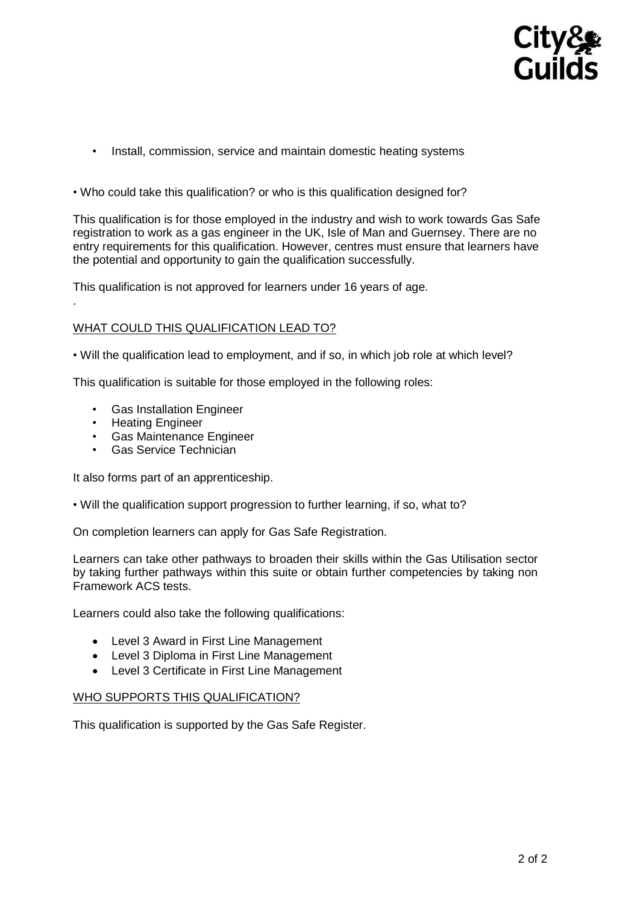- Install, commission, service and maintain domestic heating systems

• Who could take this qualification? or who is this qualification designed for?

This qualification is for those employed in the industry and wish to work towards Gas Safe registration to work as a gas engineer in the UK, Isle of Man and Guernsey. There are no entry requirements for this qualification. However, centres must ensure that learners have the potential and opportunity to gain the qualification successfully.

This qualification is not approved for learners under 16 years of age.

.

WHAT COULD THIS QUALIFICATION LEAD TO?

• Will the qualification lead to employment, and if so, in which job role at which level?

This qualification is suitable for those employed in the following roles:

- Gas Installation Engineer
- Heating Engineer
- Gas Maintenance Engineer
- Gas Service Technician

It also forms part of an apprenticeship.

• Will the qualification support progression to further learning, if so, what to?

On completion learners can apply for Gas Safe Registration.

Learners can take other pathways to broaden their skills within the Gas Utilisation sector by taking further pathways within this suite or obtain further competencies by taking non Framework ACS tests.

Learners could also take the following qualifications:

- Level 3 Award in First Line Management
- Level 3 Diploma in First Line Management
- Level 3 Certificate in First Line Management

WHO SUPPORTS THIS QUALIFICATION?

This qualification is supported by the Gas Safe Register.